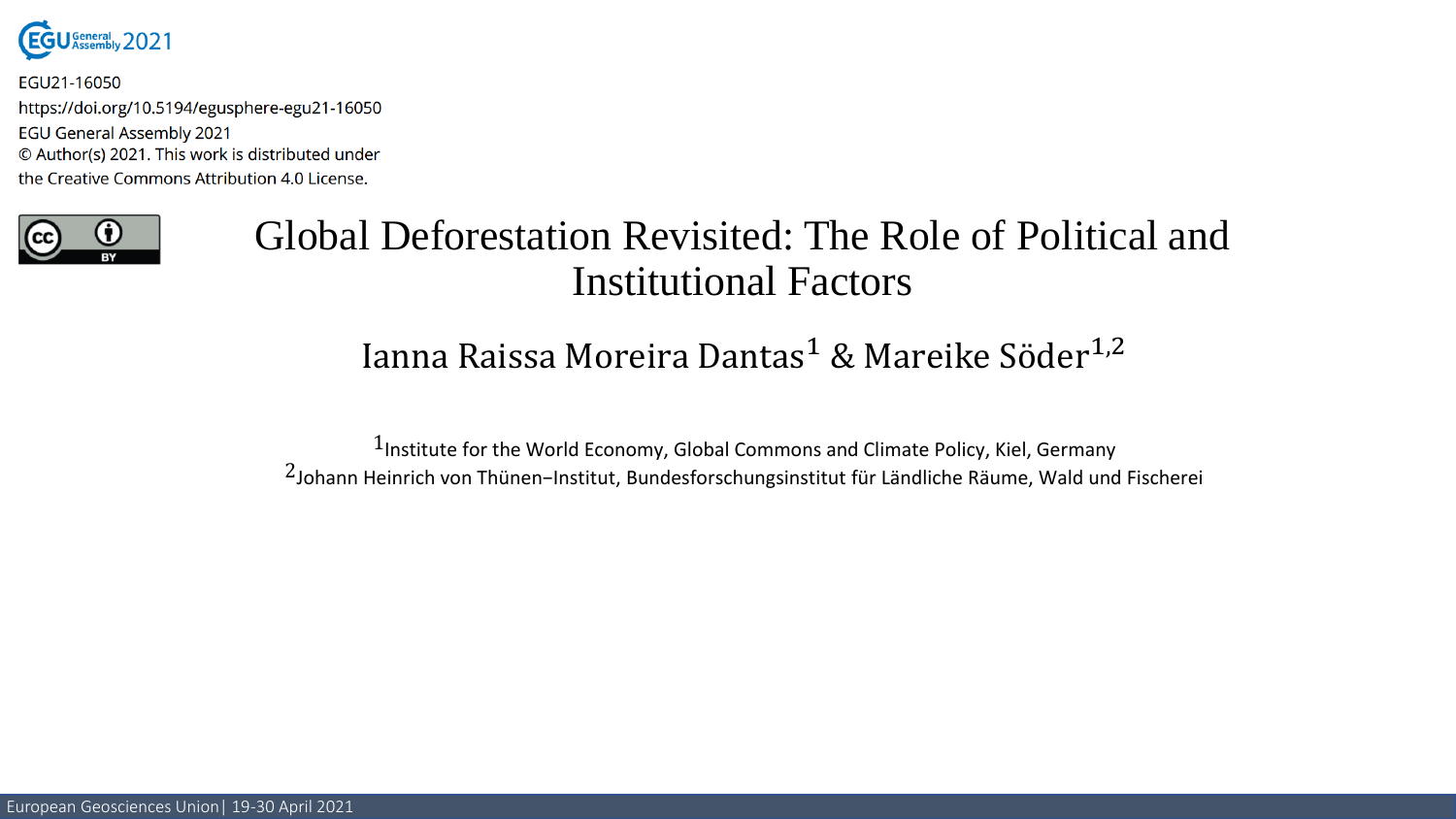EGU21-16050
https://doi.org/10.5194/egusphere-egu21-16050
EGU General Assembly 2021
© Author(s) 2021. This work is distributed under
the Creative Commons Attribution 4.0 License.

# Global Deforestation Revisited: The Role of Political and Institutional Factors

Ianna Raissa Moreira Dantas[1] & Mareike Söder[1,2]

[1]Institute for the World Economy, Global Commons and Climate Policy, Kiel, Germany
[2]Johann Heinrich von Thünen–Institut, Bundesforschungsinstitut für Ländliche Räume, Wald und Fischerei

European Geosciences Union | 19-30 April 2021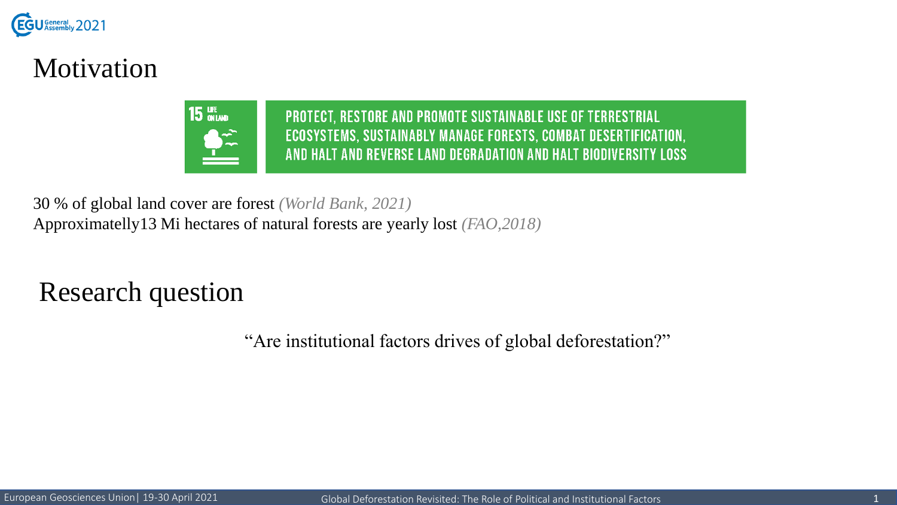# Motivation

15 LIFE ON LAND

PROTECT, RESTORE AND PROMOTE SUSTAINABLE USE OF TERRESTRIAL ECOSYSTEMS, SUSTAINABLY MANAGE FORESTS, COMBAT DESERTIFICATION, AND HALT AND REVERSE LAND DEGRADATION AND HALT BIODIVERSITY LOSS

30 % of global land cover are forest *(World Bank, 2021)*
Approximatelly13 Mi hectares of natural forests are yearly lost *(FAO,2018)*

# Research question

"Are institutional factors drives of global deforestation?"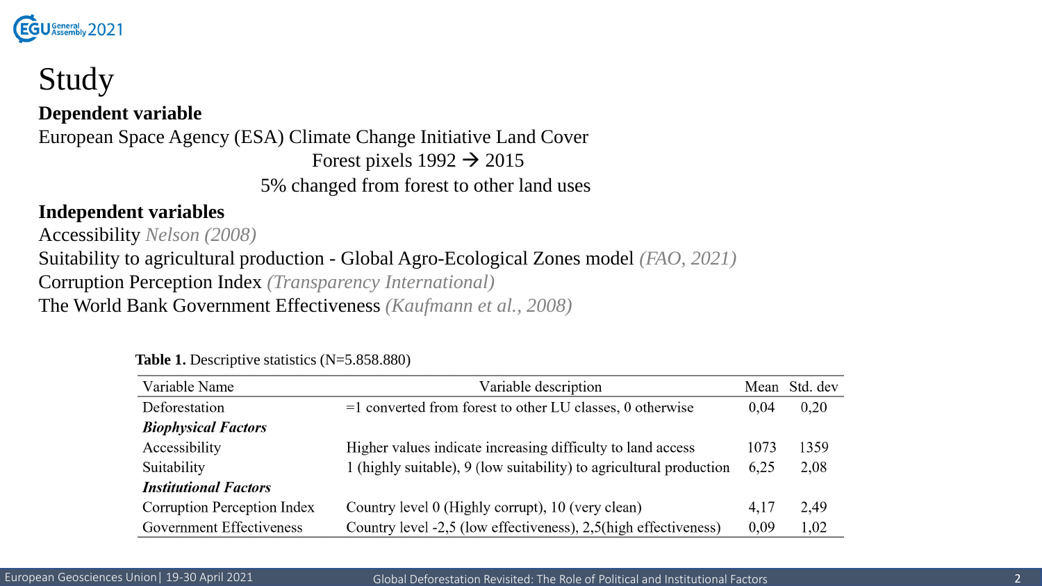# Study

**Dependent variable**

European Space Agency (ESA) Climate Change Initiative Land Cover

Forest pixels 1992 → 2015

5% changed from forest to other land uses

**Independent variables**

Accessibility *Nelson (2008)*

Suitability to agricultural production - Global Agro-Ecological Zones model *(FAO, 2021)*

Corruption Perception Index *(Transparency International)*

The World Bank Government Effectiveness *(Kaufmann et al., 2008)*

**Table 1.** Descriptive statistics (N=5.858.880)

| Variable Name | Variable description | Mean | Std. dev |
|---|---|---|---|
| Deforestation | =1 converted from forest to other LU classes, 0 otherwise | 0,04 | 0,20 |
| ***Biophysical Factors*** | | | |
| Accessibility | Higher values indicate increasing difficulty to land access | 1073 | 1359 |
| Suitability | 1 (highly suitable), 9 (low suitability) to agricultural production | 6,25 | 2,08 |
| ***Institutional Factors*** | | | |
| Corruption Perception Index | Country level 0 (Highly corrupt), 10 (very clean) | 4,17 | 2,49 |
| Government Effectiveness | Country level -2,5 (low effectiveness), 2,5(high effectiveness) | 0,09 | 1,02 |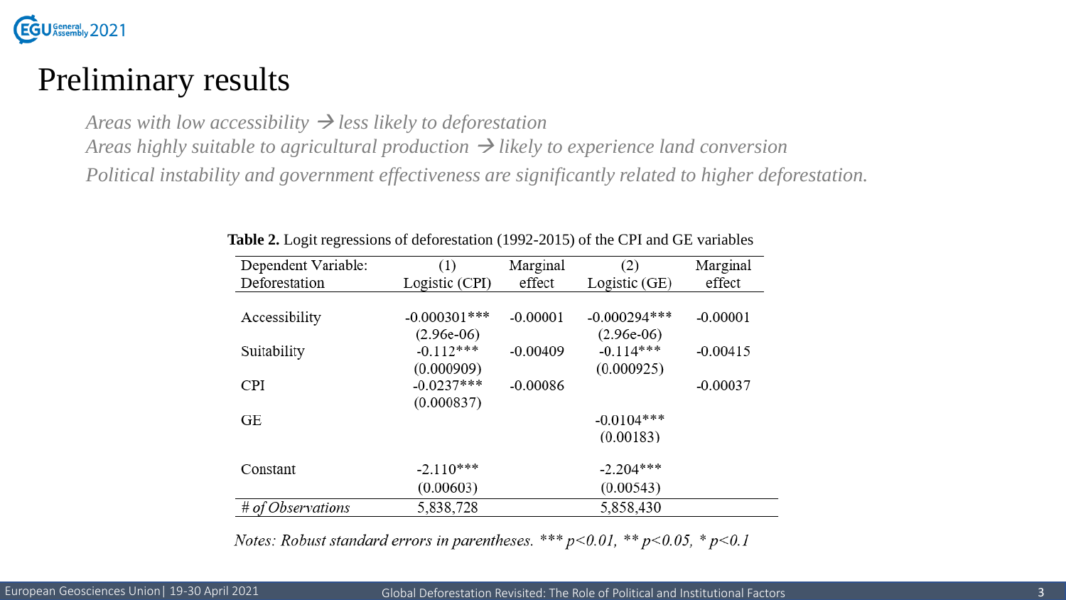# Preliminary results

*Areas with low accessibility → less likely to deforestation*
*Areas highly suitable to agricultural production → likely to experience land conversion*
*Political instability and government effectiveness are significantly related to higher deforestation.*

**Table 2.** Logit regressions of deforestation (1992-2015) of the CPI and GE variables

| Dependent Variable: Deforestation | (1) Logistic (CPI) | Marginal effect | (2) Logistic (GE) | Marginal effect |
|---|---|---|---|---|
| Accessibility | -0.000301*** | -0.00001 | -0.000294*** | -0.00001 |
| | (2.96e-06) | | (2.96e-06) | |
| Suitability | -0.112*** | -0.00409 | -0.114*** | -0.00415 |
| | (0.000909) | | (0.000925) | |
| CPI | -0.0237*** | -0.00086 | | -0.00037 |
| | (0.000837) | | | |
| GE | | | -0.0104*** | |
| | | | (0.00183) | |
| Constant | -2.110*** | | -2.204*** | |
| | (0.00603) | | (0.00543) | |
| *# of Observations* | 5,838,728 | | 5,858,430 | |

*Notes: Robust standard errors in parentheses. *** p<0.01, ** p<0.05, * p<0.1*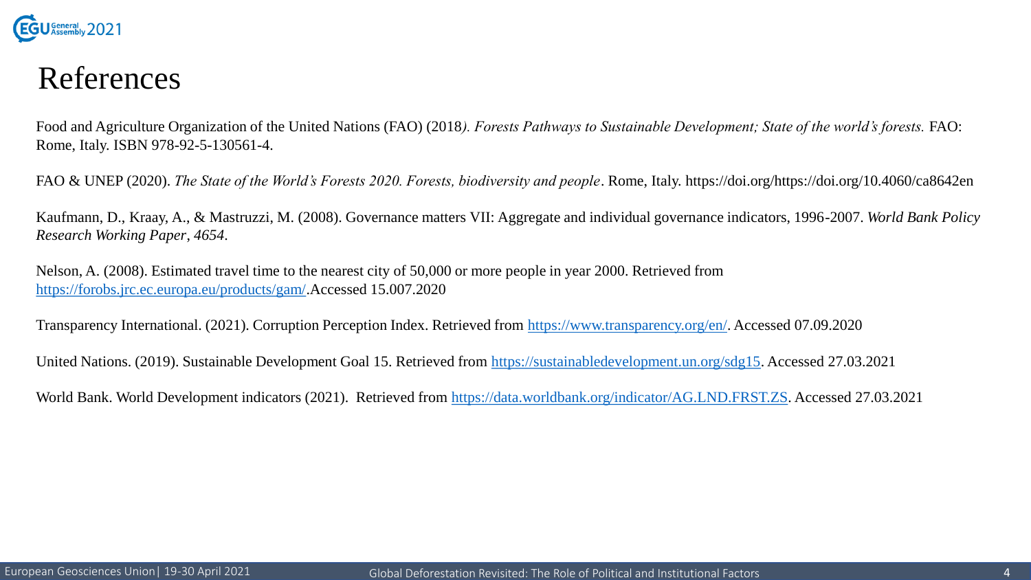# References

Food and Agriculture Organization of the United Nations (FAO) (2018*). Forests Pathways to Sustainable Development; State of the world's forests.* FAO: Rome, Italy. ISBN 978-92-5-130561-4.

FAO & UNEP (2020). *The State of the World's Forests 2020. Forests, biodiversity and people*. Rome, Italy. https://doi.org/https://doi.org/10.4060/ca8642en

Kaufmann, D., Kraay, A., & Mastruzzi, M. (2008). Governance matters VII: Aggregate and individual governance indicators, 1996-2007. *World Bank Policy Research Working Paper*, *4654*.

Nelson, A. (2008). Estimated travel time to the nearest city of 50,000 or more people in year 2000. Retrieved from https://forobs.jrc.ec.europa.eu/products/gam/.Accessed 15.007.2020

Transparency International. (2021). Corruption Perception Index. Retrieved from https://www.transparency.org/en/. Accessed 07.09.2020

United Nations. (2019). Sustainable Development Goal 15. Retrieved from https://sustainabledevelopment.un.org/sdg15. Accessed 27.03.2021

World Bank. World Development indicators (2021). Retrieved from https://data.worldbank.org/indicator/AG.LND.FRST.ZS. Accessed 27.03.2021